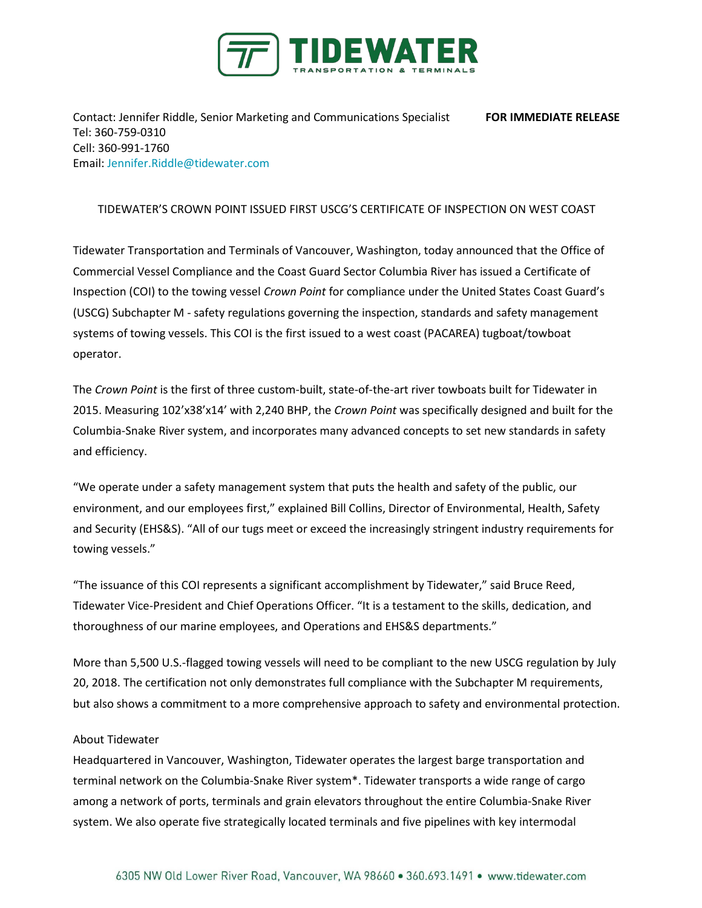# TIDEWATER

TRANSPORTATION & TERMINALS

Contact: Jennifer Riddle, Senior Marketing and Communications Specialist **FOR IMMEDIATE RELEASE**
Tel: 360-759-0310
Cell: 360-991-1760
Email: Jennifer.Riddle@tidewater.com

TIDEWATER'S CROWN POINT ISSUED FIRST USCG'S CERTIFICATE OF INSPECTION ON WEST COAST

Tidewater Transportation and Terminals of Vancouver, Washington, today announced that the Office of Commercial Vessel Compliance and the Coast Guard Sector Columbia River has issued a Certificate of Inspection (COI) to the towing vessel *Crown Point* for compliance under the United States Coast Guard's (USCG) Subchapter M - safety regulations governing the inspection, standards and safety management systems of towing vessels. This COI is the first issued to a west coast (PACAREA) tugboat/towboat operator.

The *Crown Point* is the first of three custom-built, state-of-the-art river towboats built for Tidewater in 2015. Measuring 102'x38'x14' with 2,240 BHP, the *Crown Point* was specifically designed and built for the Columbia-Snake River system, and incorporates many advanced concepts to set new standards in safety and efficiency.

"We operate under a safety management system that puts the health and safety of the public, our environment, and our employees first," explained Bill Collins, Director of Environmental, Health, Safety and Security (EHS&S). "All of our tugs meet or exceed the increasingly stringent industry requirements for towing vessels."

"The issuance of this COI represents a significant accomplishment by Tidewater," said Bruce Reed, Tidewater Vice-President and Chief Operations Officer. "It is a testament to the skills, dedication, and thoroughness of our marine employees, and Operations and EHS&S departments."

More than 5,500 U.S.-flagged towing vessels will need to be compliant to the new USCG regulation by July 20, 2018. The certification not only demonstrates full compliance with the Subchapter M requirements, but also shows a commitment to a more comprehensive approach to safety and environmental protection.

About Tidewater

Headquartered in Vancouver, Washington, Tidewater operates the largest barge transportation and terminal network on the Columbia-Snake River system*. Tidewater transports a wide range of cargo among a network of ports, terminals and grain elevators throughout the entire Columbia-Snake River system. We also operate five strategically located terminals and five pipelines with key intermodal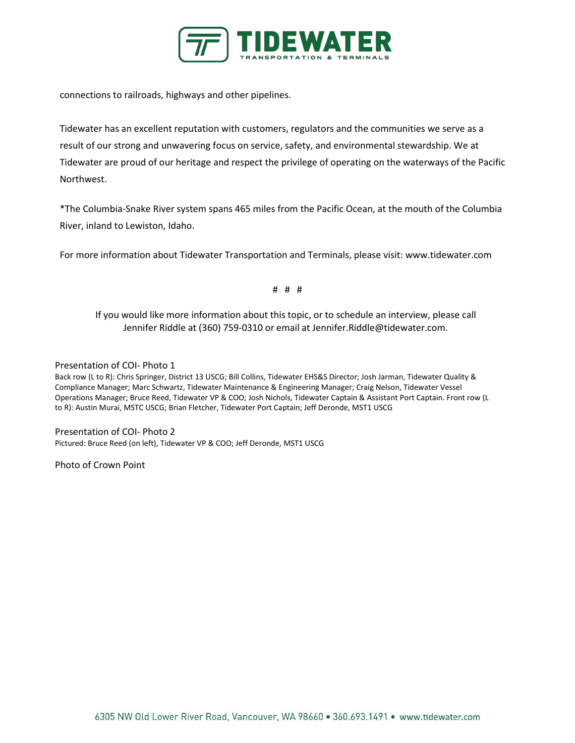connections to railroads, highways and other pipelines.

Tidewater has an excellent reputation with customers, regulators and the communities we serve as a result of our strong and unwavering focus on service, safety, and environmental stewardship. We at Tidewater are proud of our heritage and respect the privilege of operating on the waterways of the Pacific Northwest.

*The Columbia-Snake River system spans 465 miles from the Pacific Ocean, at the mouth of the Columbia River, inland to Lewiston, Idaho.

For more information about Tidewater Transportation and Terminals, please visit: www.tidewater.com

# # #

If you would like more information about this topic, or to schedule an interview, please call Jennifer Riddle at (360) 759-0310 or email at Jennifer.Riddle@tidewater.com.

Presentation of COI- Photo 1

Back row (L to R): Chris Springer, District 13 USCG; Bill Collins, Tidewater EHS&S Director; Josh Jarman, Tidewater Quality & Compliance Manager; Marc Schwartz, Tidewater Maintenance & Engineering Manager; Craig Nelson, Tidewater Vessel Operations Manager; Bruce Reed, Tidewater VP & COO; Josh Nichols, Tidewater Captain & Assistant Port Captain. Front row (L to R): Austin Murai, MSTC USCG; Brian Fletcher, Tidewater Port Captain; Jeff Deronde, MST1 USCG

Presentation of COI- Photo 2

Pictured: Bruce Reed (on left), Tidewater VP & COO; Jeff Deronde, MST1 USCG

Photo of Crown Point